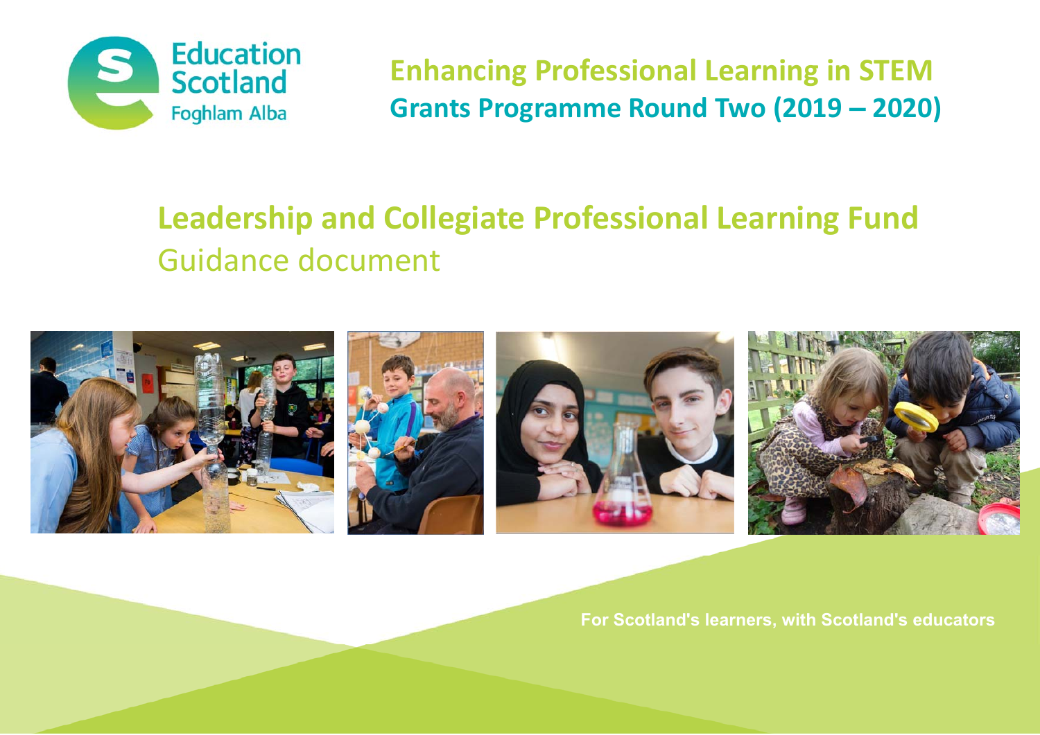Education Scotland
Foghlam Alba

# Enhancing Professional Learning in STEM
## Grants Programme Round Two (2019 – 2020)

# Leadership and Collegiate Professional Learning Fund
Guidance document

For Scotland's learners, with Scotland's educators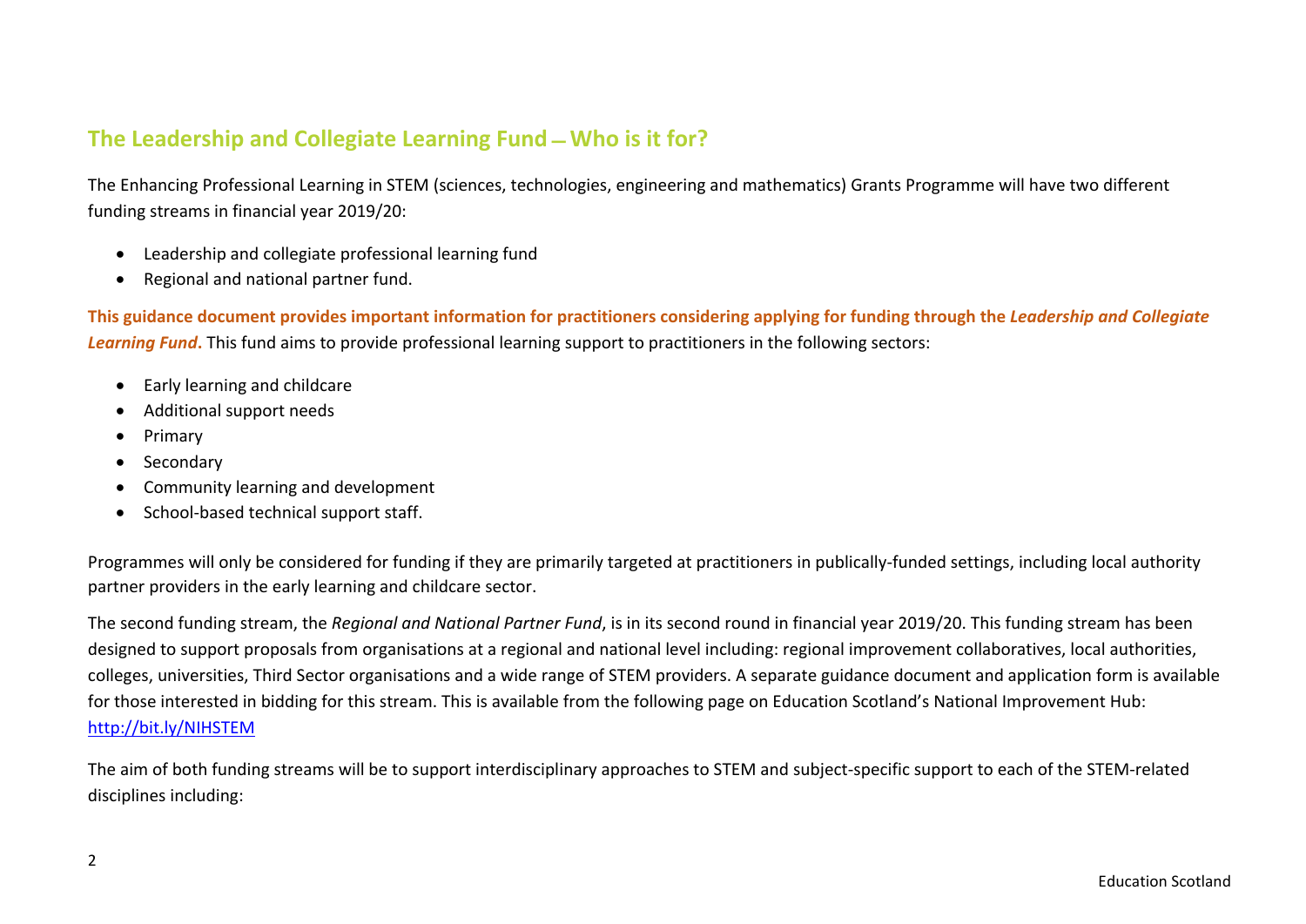## The Leadership and Collegiate Learning Fund – Who is it for?

The Enhancing Professional Learning in STEM (sciences, technologies, engineering and mathematics) Grants Programme will have two different funding streams in financial year 2019/20:

- Leadership and collegiate professional learning fund
- Regional and national partner fund.

**This guidance document provides important information for practitioners considering applying for funding through the *Leadership and Collegiate Learning Fund*.** This fund aims to provide professional learning support to practitioners in the following sectors:

- Early learning and childcare
- Additional support needs
- Primary
- Secondary
- Community learning and development
- School-based technical support staff.

Programmes will only be considered for funding if they are primarily targeted at practitioners in publically-funded settings, including local authority partner providers in the early learning and childcare sector.

The second funding stream, the *Regional and National Partner Fund*, is in its second round in financial year 2019/20. This funding stream has been designed to support proposals from organisations at a regional and national level including: regional improvement collaboratives, local authorities, colleges, universities, Third Sector organisations and a wide range of STEM providers. A separate guidance document and application form is available for those interested in bidding for this stream. This is available from the following page on Education Scotland's National Improvement Hub: http://bit.ly/NIHSTEM

The aim of both funding streams will be to support interdisciplinary approaches to STEM and subject-specific support to each of the STEM-related disciplines including: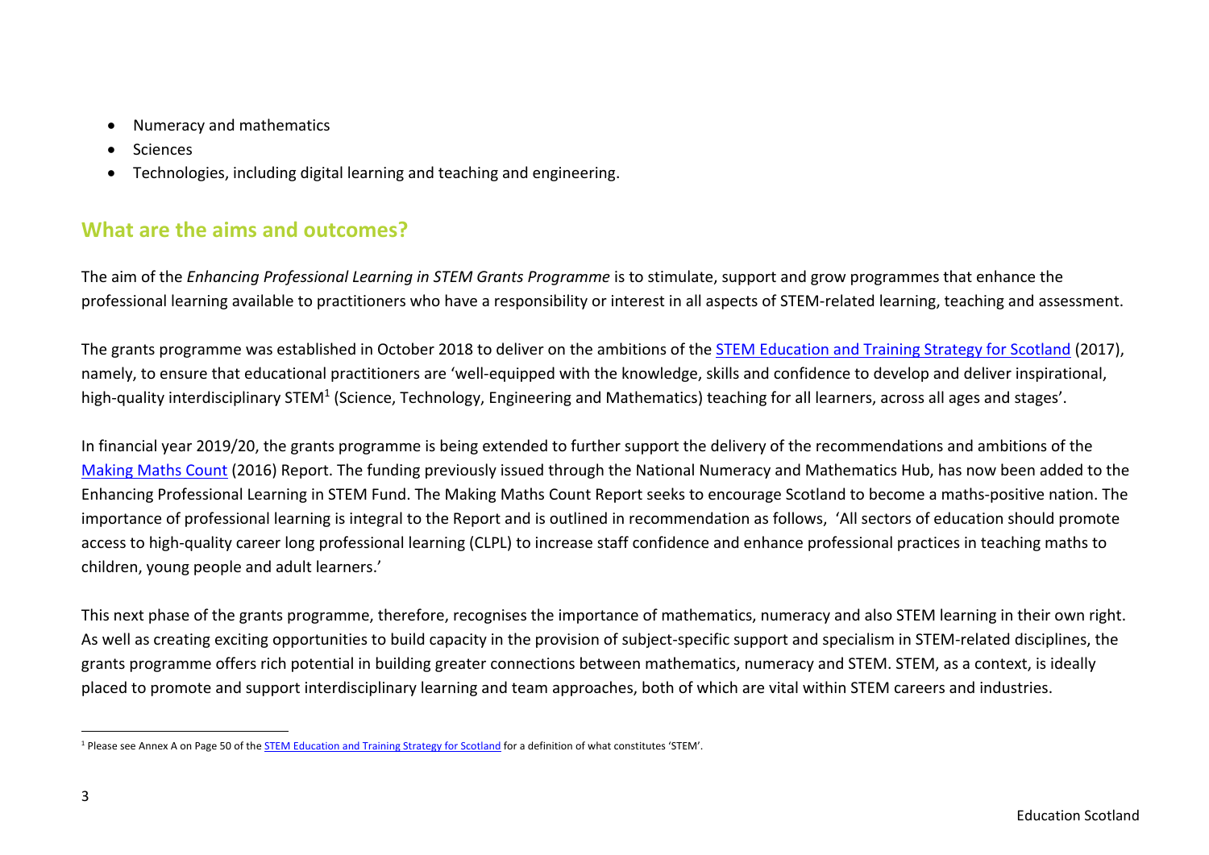- Numeracy and mathematics
- Sciences
- Technologies, including digital learning and teaching and engineering.

## What are the aims and outcomes?

The aim of the *Enhancing Professional Learning in STEM Grants Programme* is to stimulate, support and grow programmes that enhance the professional learning available to practitioners who have a responsibility or interest in all aspects of STEM-related learning, teaching and assessment.

The grants programme was established in October 2018 to deliver on the ambitions of the STEM Education and Training Strategy for Scotland (2017), namely, to ensure that educational practitioners are 'well-equipped with the knowledge, skills and confidence to develop and deliver inspirational, high-quality interdisciplinary STEM[1] (Science, Technology, Engineering and Mathematics) teaching for all learners, across all ages and stages'.

In financial year 2019/20, the grants programme is being extended to further support the delivery of the recommendations and ambitions of the Making Maths Count (2016) Report. The funding previously issued through the National Numeracy and Mathematics Hub, has now been added to the Enhancing Professional Learning in STEM Fund. The Making Maths Count Report seeks to encourage Scotland to become a maths-positive nation. The importance of professional learning is integral to the Report and is outlined in recommendation as follows, 'All sectors of education should promote access to high-quality career long professional learning (CLPL) to increase staff confidence and enhance professional practices in teaching maths to children, young people and adult learners.'

This next phase of the grants programme, therefore, recognises the importance of mathematics, numeracy and also STEM learning in their own right. As well as creating exciting opportunities to build capacity in the provision of subject-specific support and specialism in STEM-related disciplines, the grants programme offers rich potential in building greater connections between mathematics, numeracy and STEM. STEM, as a context, is ideally placed to promote and support interdisciplinary learning and team approaches, both of which are vital within STEM careers and industries.

[1] Please see Annex A on Page 50 of the STEM Education and Training Strategy for Scotland for a definition of what constitutes 'STEM'.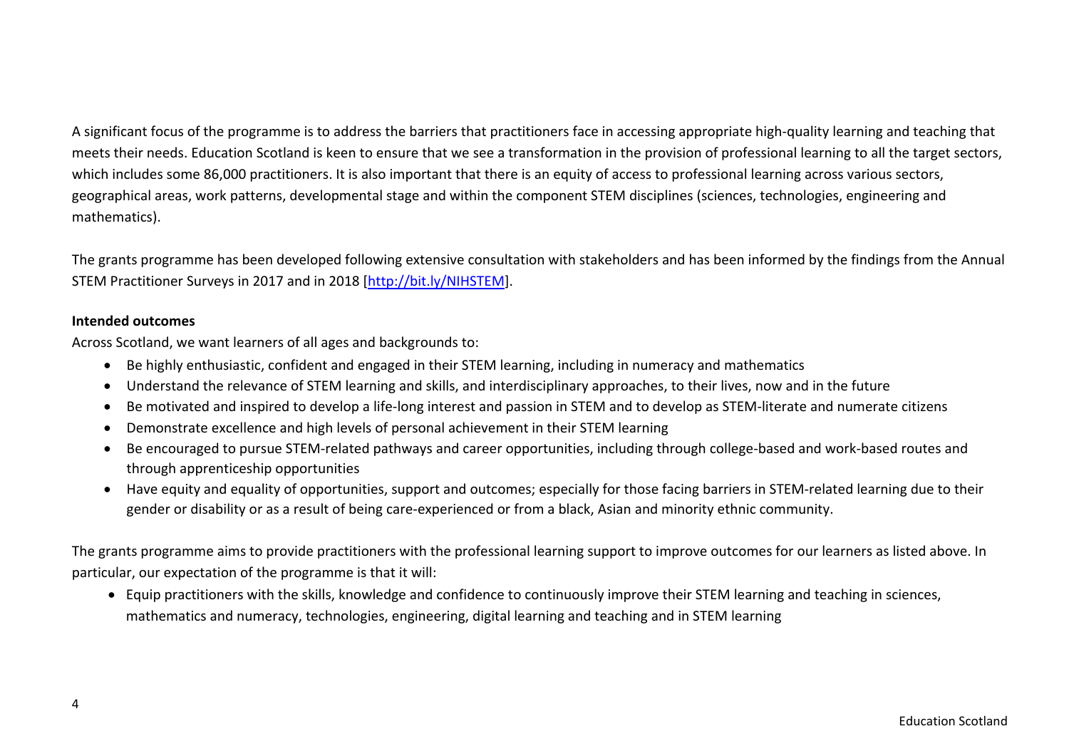A significant focus of the programme is to address the barriers that practitioners face in accessing appropriate high-quality learning and teaching that meets their needs. Education Scotland is keen to ensure that we see a transformation in the provision of professional learning to all the target sectors, which includes some 86,000 practitioners. It is also important that there is an equity of access to professional learning across various sectors, geographical areas, work patterns, developmental stage and within the component STEM disciplines (sciences, technologies, engineering and mathematics).

The grants programme has been developed following extensive consultation with stakeholders and has been informed by the findings from the Annual STEM Practitioner Surveys in 2017 and in 2018 [http://bit.ly/NIHSTEM].

**Intended outcomes**

Across Scotland, we want learners of all ages and backgrounds to:

- Be highly enthusiastic, confident and engaged in their STEM learning, including in numeracy and mathematics
- Understand the relevance of STEM learning and skills, and interdisciplinary approaches, to their lives, now and in the future
- Be motivated and inspired to develop a life-long interest and passion in STEM and to develop as STEM-literate and numerate citizens
- Demonstrate excellence and high levels of personal achievement in their STEM learning
- Be encouraged to pursue STEM-related pathways and career opportunities, including through college-based and work-based routes and through apprenticeship opportunities
- Have equity and equality of opportunities, support and outcomes; especially for those facing barriers in STEM-related learning due to their gender or disability or as a result of being care-experienced or from a black, Asian and minority ethnic community.

The grants programme aims to provide practitioners with the professional learning support to improve outcomes for our learners as listed above. In particular, our expectation of the programme is that it will:

- Equip practitioners with the skills, knowledge and confidence to continuously improve their STEM learning and teaching in sciences, mathematics and numeracy, technologies, engineering, digital learning and teaching and in STEM learning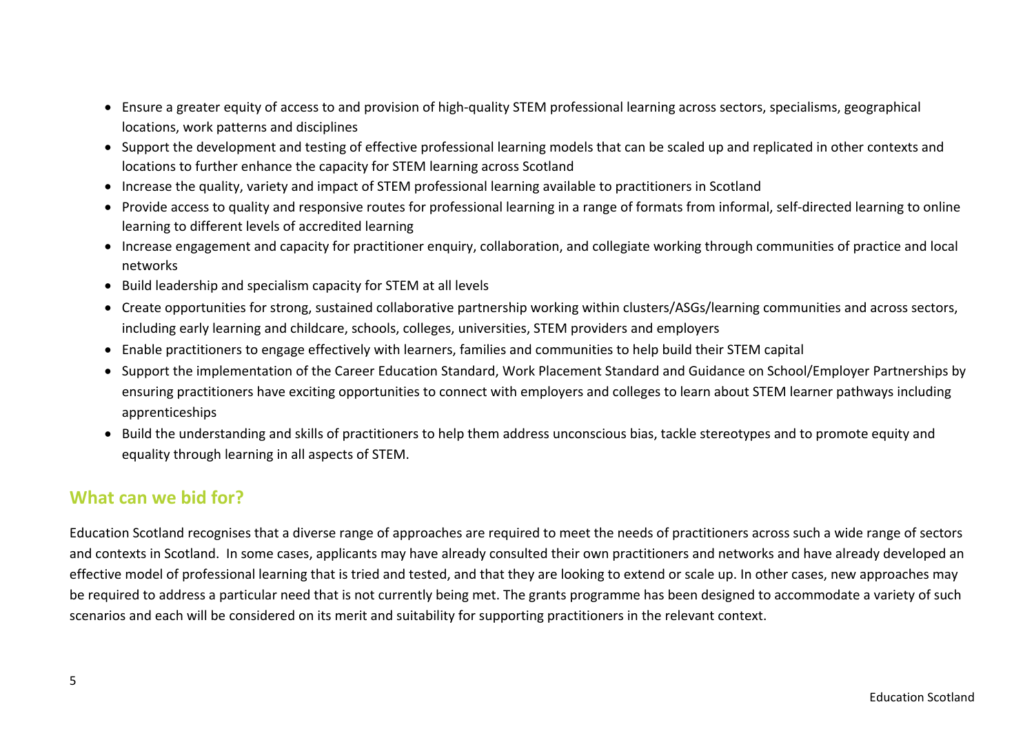- Ensure a greater equity of access to and provision of high-quality STEM professional learning across sectors, specialisms, geographical locations, work patterns and disciplines
- Support the development and testing of effective professional learning models that can be scaled up and replicated in other contexts and locations to further enhance the capacity for STEM learning across Scotland
- Increase the quality, variety and impact of STEM professional learning available to practitioners in Scotland
- Provide access to quality and responsive routes for professional learning in a range of formats from informal, self-directed learning to online learning to different levels of accredited learning
- Increase engagement and capacity for practitioner enquiry, collaboration, and collegiate working through communities of practice and local networks
- Build leadership and specialism capacity for STEM at all levels
- Create opportunities for strong, sustained collaborative partnership working within clusters/ASGs/learning communities and across sectors, including early learning and childcare, schools, colleges, universities, STEM providers and employers
- Enable practitioners to engage effectively with learners, families and communities to help build their STEM capital
- Support the implementation of the Career Education Standard, Work Placement Standard and Guidance on School/Employer Partnerships by ensuring practitioners have exciting opportunities to connect with employers and colleges to learn about STEM learner pathways including apprenticeships
- Build the understanding and skills of practitioners to help them address unconscious bias, tackle stereotypes and to promote equity and equality through learning in all aspects of STEM.

## What can we bid for?

Education Scotland recognises that a diverse range of approaches are required to meet the needs of practitioners across such a wide range of sectors and contexts in Scotland. In some cases, applicants may have already consulted their own practitioners and networks and have already developed an effective model of professional learning that is tried and tested, and that they are looking to extend or scale up. In other cases, new approaches may be required to address a particular need that is not currently being met. The grants programme has been designed to accommodate a variety of such scenarios and each will be considered on its merit and suitability for supporting practitioners in the relevant context.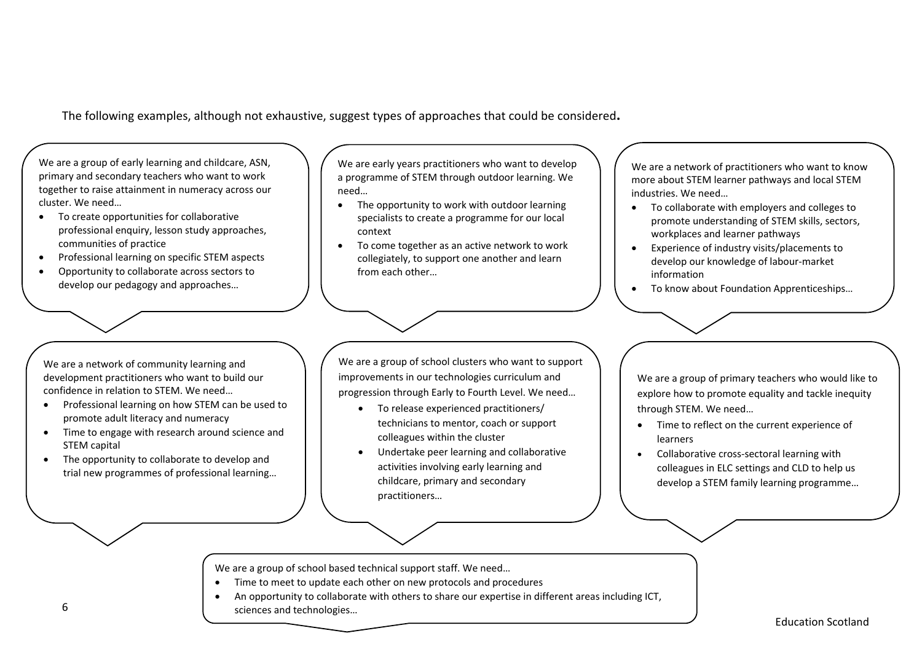The following examples, although not exhaustive, suggest types of approaches that could be considered**.**

We are a group of early learning and childcare, ASN, primary and secondary teachers who want to work together to raise attainment in numeracy across our cluster. We need…

- To create opportunities for collaborative professional enquiry, lesson study approaches, communities of practice
- Professional learning on specific STEM aspects
- Opportunity to collaborate across sectors to develop our pedagogy and approaches…

We are early years practitioners who want to develop a programme of STEM through outdoor learning. We need…

- The opportunity to work with outdoor learning specialists to create a programme for our local context
- To come together as an active network to work collegiately, to support one another and learn from each other…

We are a network of practitioners who want to know more about STEM learner pathways and local STEM industries. We need…

- To collaborate with employers and colleges to promote understanding of STEM skills, sectors, workplaces and learner pathways
- Experience of industry visits/placements to develop our knowledge of labour-market information
- To know about Foundation Apprenticeships…

We are a network of community learning and development practitioners who want to build our confidence in relation to STEM. We need…

- Professional learning on how STEM can be used to promote adult literacy and numeracy
- Time to engage with research around science and STEM capital
- The opportunity to collaborate to develop and trial new programmes of professional learning…

We are a group of school clusters who want to support improvements in our technologies curriculum and progression through Early to Fourth Level. We need…

- To release experienced practitioners/ technicians to mentor, coach or support colleagues within the cluster
- Undertake peer learning and collaborative activities involving early learning and childcare, primary and secondary practitioners…

We are a group of primary teachers who would like to explore how to promote equality and tackle inequity through STEM. We need…

- Time to reflect on the current experience of learners
- Collaborative cross-sectoral learning with colleagues in ELC settings and CLD to help us develop a STEM family learning programme…

We are a group of school based technical support staff. We need…

- Time to meet to update each other on new protocols and procedures
- An opportunity to collaborate with others to share our expertise in different areas including ICT, sciences and technologies…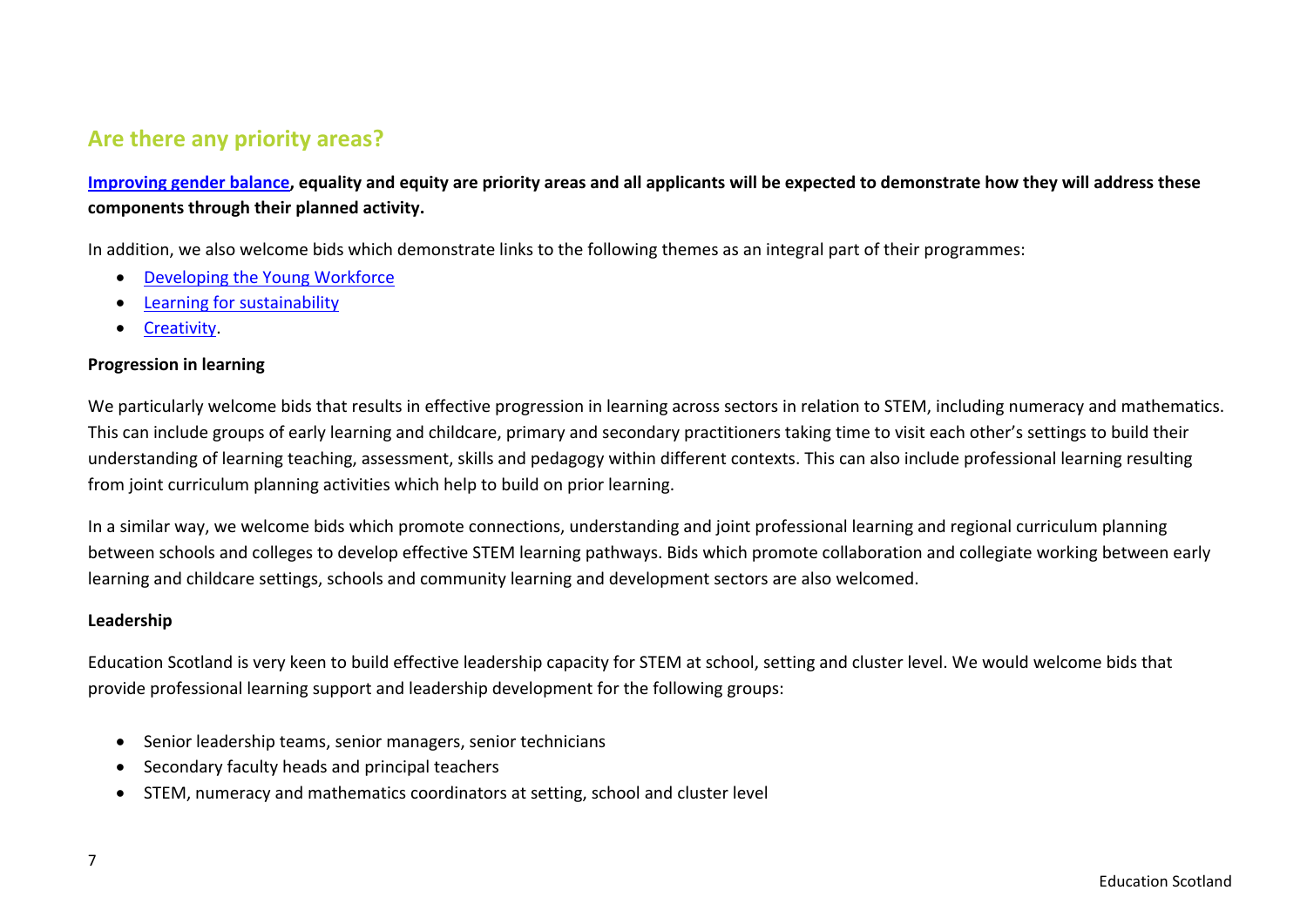## Are there any priority areas?

**Improving gender balance, equality and equity are priority areas and all applicants will be expected to demonstrate how they will address these components through their planned activity.**

In addition, we also welcome bids which demonstrate links to the following themes as an integral part of their programmes:

- Developing the Young Workforce
- Learning for sustainability
- Creativity.

**Progression in learning**

We particularly welcome bids that results in effective progression in learning across sectors in relation to STEM, including numeracy and mathematics. This can include groups of early learning and childcare, primary and secondary practitioners taking time to visit each other's settings to build their understanding of learning teaching, assessment, skills and pedagogy within different contexts. This can also include professional learning resulting from joint curriculum planning activities which help to build on prior learning.

In a similar way, we welcome bids which promote connections, understanding and joint professional learning and regional curriculum planning between schools and colleges to develop effective STEM learning pathways. Bids which promote collaboration and collegiate working between early learning and childcare settings, schools and community learning and development sectors are also welcomed.

**Leadership**

Education Scotland is very keen to build effective leadership capacity for STEM at school, setting and cluster level. We would welcome bids that provide professional learning support and leadership development for the following groups:

- Senior leadership teams, senior managers, senior technicians
- Secondary faculty heads and principal teachers
- STEM, numeracy and mathematics coordinators at setting, school and cluster level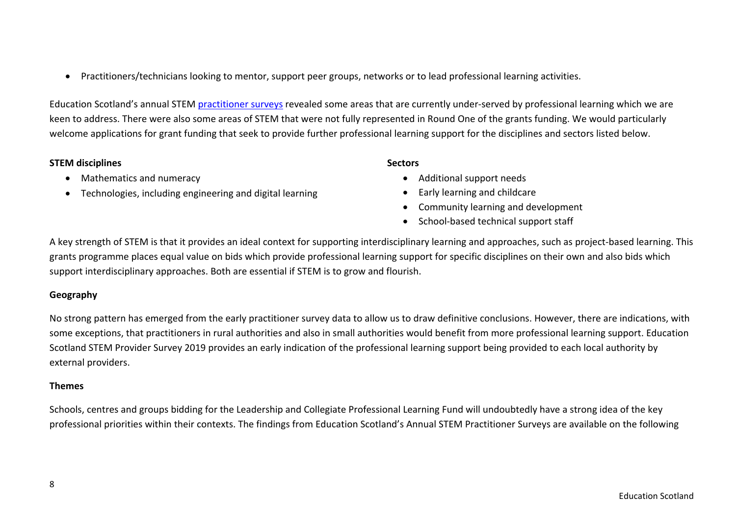- Practitioners/technicians looking to mentor, support peer groups, networks or to lead professional learning activities.

Education Scotland's annual STEM practitioner surveys revealed some areas that are currently under-served by professional learning which we are keen to address. There were also some areas of STEM that were not fully represented in Round One of the grants funding. We would particularly welcome applications for grant funding that seek to provide further professional learning support for the disciplines and sectors listed below.

**STEM disciplines**

- Mathematics and numeracy
- Technologies, including engineering and digital learning

**Sectors**

- Additional support needs
- Early learning and childcare
- Community learning and development
- School-based technical support staff

A key strength of STEM is that it provides an ideal context for supporting interdisciplinary learning and approaches, such as project-based learning. This grants programme places equal value on bids which provide professional learning support for specific disciplines on their own and also bids which support interdisciplinary approaches. Both are essential if STEM is to grow and flourish.

**Geography**

No strong pattern has emerged from the early practitioner survey data to allow us to draw definitive conclusions. However, there are indications, with some exceptions, that practitioners in rural authorities and also in small authorities would benefit from more professional learning support. Education Scotland STEM Provider Survey 2019 provides an early indication of the professional learning support being provided to each local authority by external providers.

**Themes**

Schools, centres and groups bidding for the Leadership and Collegiate Professional Learning Fund will undoubtedly have a strong idea of the key professional priorities within their contexts. The findings from Education Scotland's Annual STEM Practitioner Surveys are available on the following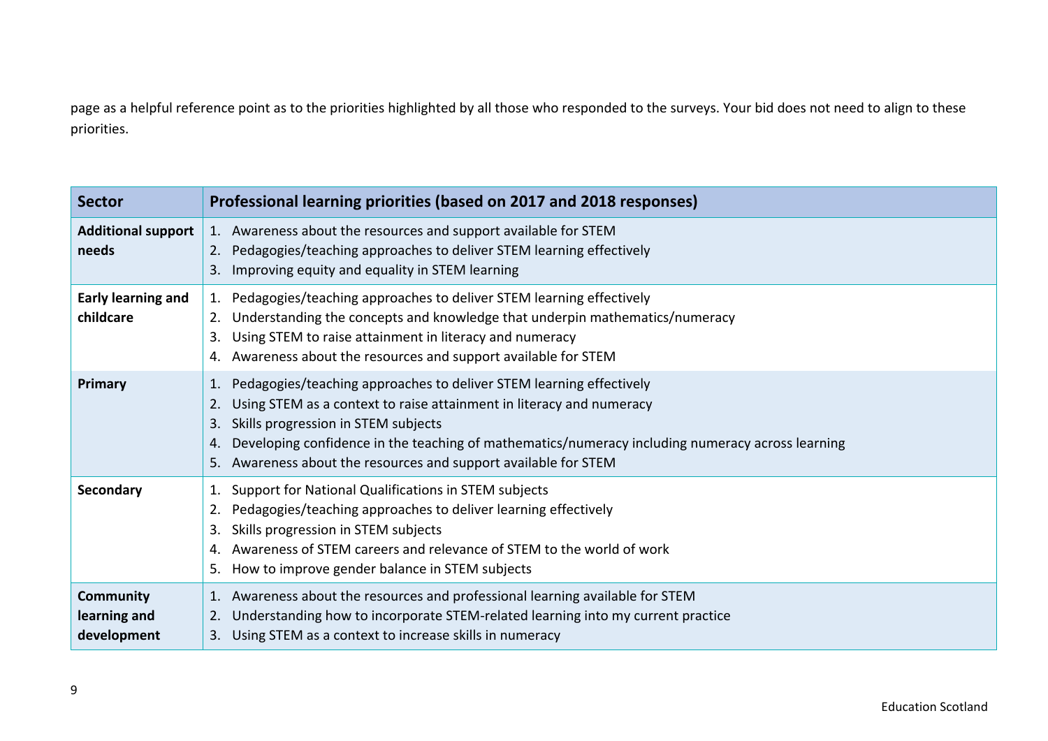page as a helpful reference point as to the priorities highlighted by all those who responded to the surveys. Your bid does not need to align to these priorities.

| Sector | Professional learning priorities (based on 2017 and 2018 responses) |
|---|---|
| **Additional support needs** | 1. Awareness about the resources and support available for STEM<br>2. Pedagogies/teaching approaches to deliver STEM learning effectively<br>3. Improving equity and equality in STEM learning |
| **Early learning and childcare** | 1. Pedagogies/teaching approaches to deliver STEM learning effectively<br>2. Understanding the concepts and knowledge that underpin mathematics/numeracy<br>3. Using STEM to raise attainment in literacy and numeracy<br>4. Awareness about the resources and support available for STEM |
| **Primary** | 1. Pedagogies/teaching approaches to deliver STEM learning effectively<br>2. Using STEM as a context to raise attainment in literacy and numeracy<br>3. Skills progression in STEM subjects<br>4. Developing confidence in the teaching of mathematics/numeracy including numeracy across learning<br>5. Awareness about the resources and support available for STEM |
| **Secondary** | 1. Support for National Qualifications in STEM subjects<br>2. Pedagogies/teaching approaches to deliver learning effectively<br>3. Skills progression in STEM subjects<br>4. Awareness of STEM careers and relevance of STEM to the world of work<br>5. How to improve gender balance in STEM subjects |
| **Community learning and development** | 1. Awareness about the resources and professional learning available for STEM<br>2. Understanding how to incorporate STEM-related learning into my current practice<br>3. Using STEM as a context to increase skills in numeracy |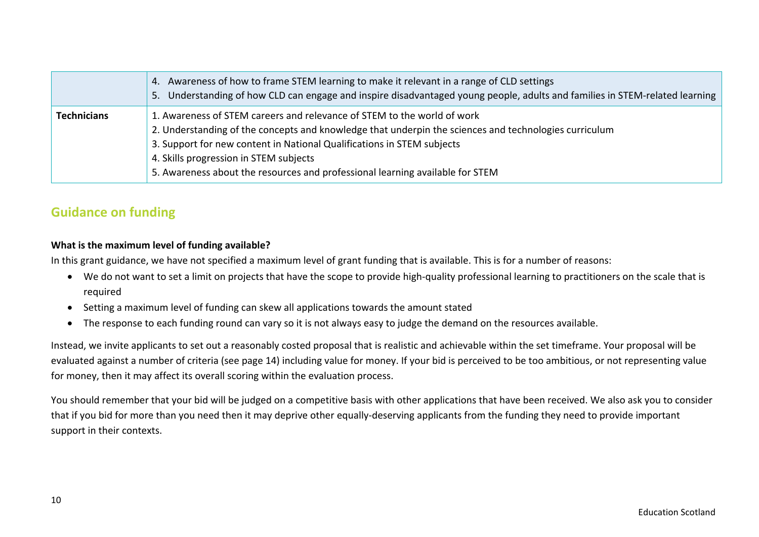| | |
|---|---|
| | 4. Awareness of how to frame STEM learning to make it relevant in a range of CLD settings<br>5. Understanding of how CLD can engage and inspire disadvantaged young people, adults and families in STEM-related learning |
| **Technicians** | 1. Awareness of STEM careers and relevance of STEM to the world of work<br>2. Understanding of the concepts and knowledge that underpin the sciences and technologies curriculum<br>3. Support for new content in National Qualifications in STEM subjects<br>4. Skills progression in STEM subjects<br>5. Awareness about the resources and professional learning available for STEM |

## Guidance on funding

**What is the maximum level of funding available?**

In this grant guidance, we have not specified a maximum level of grant funding that is available. This is for a number of reasons:

- We do not want to set a limit on projects that have the scope to provide high-quality professional learning to practitioners on the scale that is required
- Setting a maximum level of funding can skew all applications towards the amount stated
- The response to each funding round can vary so it is not always easy to judge the demand on the resources available.

Instead, we invite applicants to set out a reasonably costed proposal that is realistic and achievable within the set timeframe. Your proposal will be evaluated against a number of criteria (see page 14) including value for money. If your bid is perceived to be too ambitious, or not representing value for money, then it may affect its overall scoring within the evaluation process.

You should remember that your bid will be judged on a competitive basis with other applications that have been received. We also ask you to consider that if you bid for more than you need then it may deprive other equally-deserving applicants from the funding they need to provide important support in their contexts.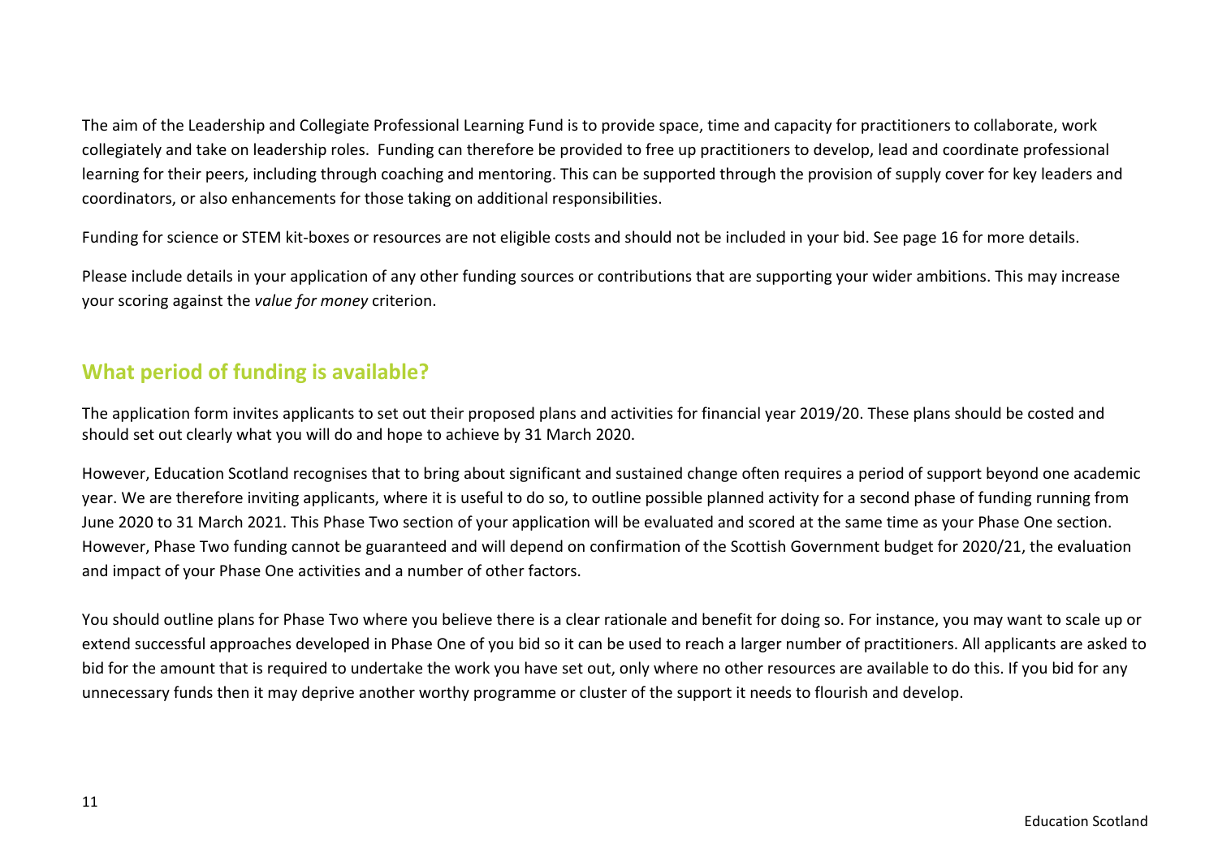The aim of the Leadership and Collegiate Professional Learning Fund is to provide space, time and capacity for practitioners to collaborate, work collegiately and take on leadership roles.  Funding can therefore be provided to free up practitioners to develop, lead and coordinate professional learning for their peers, including through coaching and mentoring. This can be supported through the provision of supply cover for key leaders and coordinators, or also enhancements for those taking on additional responsibilities.

Funding for science or STEM kit-boxes or resources are not eligible costs and should not be included in your bid. See page 16 for more details.

Please include details in your application of any other funding sources or contributions that are supporting your wider ambitions. This may increase your scoring against the *value for money* criterion.

## What period of funding is available?

The application form invites applicants to set out their proposed plans and activities for financial year 2019/20. These plans should be costed and should set out clearly what you will do and hope to achieve by 31 March 2020.

However, Education Scotland recognises that to bring about significant and sustained change often requires a period of support beyond one academic year. We are therefore inviting applicants, where it is useful to do so, to outline possible planned activity for a second phase of funding running from June 2020 to 31 March 2021. This Phase Two section of your application will be evaluated and scored at the same time as your Phase One section. However, Phase Two funding cannot be guaranteed and will depend on confirmation of the Scottish Government budget for 2020/21, the evaluation and impact of your Phase One activities and a number of other factors.

You should outline plans for Phase Two where you believe there is a clear rationale and benefit for doing so. For instance, you may want to scale up or extend successful approaches developed in Phase One of you bid so it can be used to reach a larger number of practitioners. All applicants are asked to bid for the amount that is required to undertake the work you have set out, only where no other resources are available to do this. If you bid for any unnecessary funds then it may deprive another worthy programme or cluster of the support it needs to flourish and develop.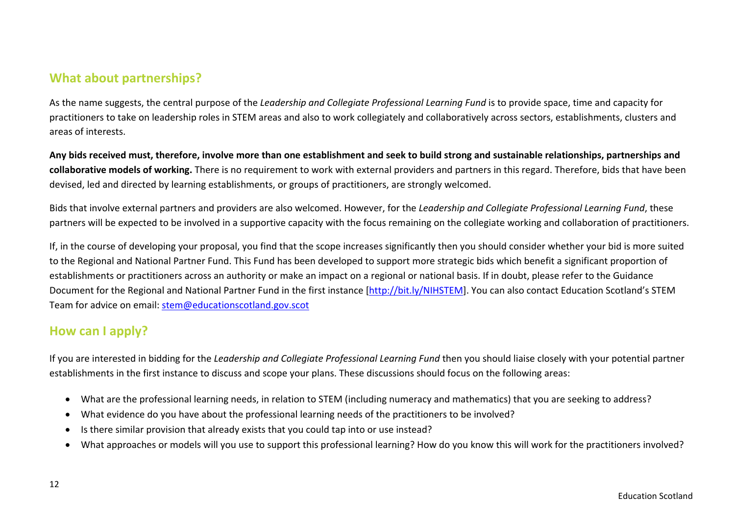## What about partnerships?

As the name suggests, the central purpose of the *Leadership and Collegiate Professional Learning Fund* is to provide space, time and capacity for practitioners to take on leadership roles in STEM areas and also to work collegiately and collaboratively across sectors, establishments, clusters and areas of interests.

**Any bids received must, therefore, involve more than one establishment and seek to build strong and sustainable relationships, partnerships and collaborative models of working.** There is no requirement to work with external providers and partners in this regard. Therefore, bids that have been devised, led and directed by learning establishments, or groups of practitioners, are strongly welcomed.

Bids that involve external partners and providers are also welcomed. However, for the *Leadership and Collegiate Professional Learning Fund*, these partners will be expected to be involved in a supportive capacity with the focus remaining on the collegiate working and collaboration of practitioners.

If, in the course of developing your proposal, you find that the scope increases significantly then you should consider whether your bid is more suited to the Regional and National Partner Fund. This Fund has been developed to support more strategic bids which benefit a significant proportion of establishments or practitioners across an authority or make an impact on a regional or national basis. If in doubt, please refer to the Guidance Document for the Regional and National Partner Fund in the first instance [http://bit.ly/NIHSTEM]. You can also contact Education Scotland's STEM Team for advice on email: stem@educationscotland.gov.scot

## How can I apply?

If you are interested in bidding for the *Leadership and Collegiate Professional Learning Fund* then you should liaise closely with your potential partner establishments in the first instance to discuss and scope your plans. These discussions should focus on the following areas:

- What are the professional learning needs, in relation to STEM (including numeracy and mathematics) that you are seeking to address?
- What evidence do you have about the professional learning needs of the practitioners to be involved?
- Is there similar provision that already exists that you could tap into or use instead?
- What approaches or models will you use to support this professional learning? How do you know this will work for the practitioners involved?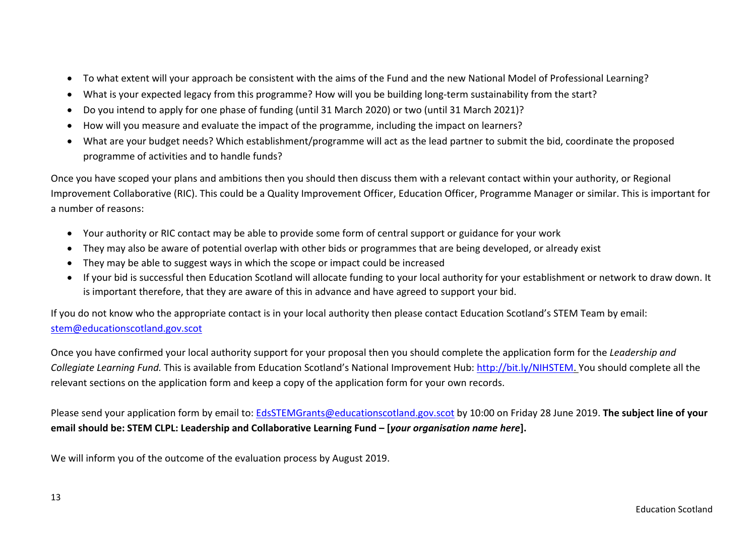- To what extent will your approach be consistent with the aims of the Fund and the new National Model of Professional Learning?
- What is your expected legacy from this programme? How will you be building long-term sustainability from the start?
- Do you intend to apply for one phase of funding (until 31 March 2020) or two (until 31 March 2021)?
- How will you measure and evaluate the impact of the programme, including the impact on learners?
- What are your budget needs? Which establishment/programme will act as the lead partner to submit the bid, coordinate the proposed programme of activities and to handle funds?

Once you have scoped your plans and ambitions then you should then discuss them with a relevant contact within your authority, or Regional Improvement Collaborative (RIC). This could be a Quality Improvement Officer, Education Officer, Programme Manager or similar. This is important for a number of reasons:

- Your authority or RIC contact may be able to provide some form of central support or guidance for your work
- They may also be aware of potential overlap with other bids or programmes that are being developed, or already exist
- They may be able to suggest ways in which the scope or impact could be increased
- If your bid is successful then Education Scotland will allocate funding to your local authority for your establishment or network to draw down. It is important therefore, that they are aware of this in advance and have agreed to support your bid.

If you do not know who the appropriate contact is in your local authority then please contact Education Scotland's STEM Team by email: stem@educationscotland.gov.scot

Once you have confirmed your local authority support for your proposal then you should complete the application form for the *Leadership and Collegiate Learning Fund.* This is available from Education Scotland's National Improvement Hub: http://bit.ly/NIHSTEM. You should complete all the relevant sections on the application form and keep a copy of the application form for your own records.

Please send your application form by email to: EdsSTEMGrants@educationscotland.gov.scot by 10:00 on Friday 28 June 2019. **The subject line of your email should be: STEM CLPL: Leadership and Collaborative Learning Fund – [*your organisation name here*].**

We will inform you of the outcome of the evaluation process by August 2019.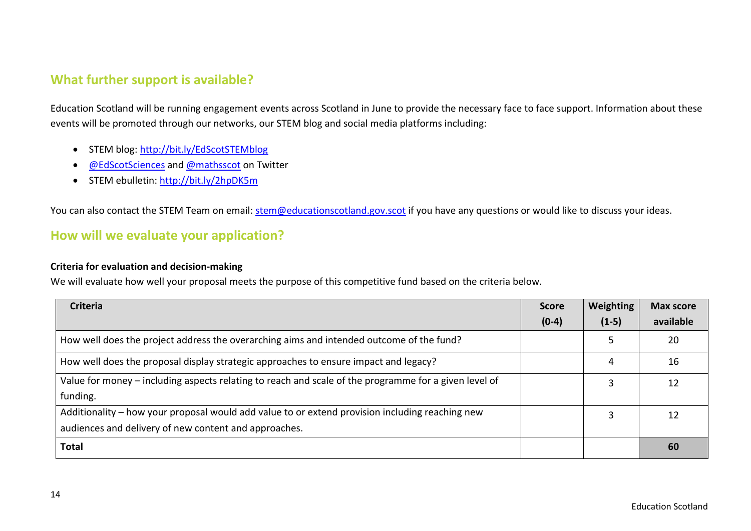## What further support is available?

Education Scotland will be running engagement events across Scotland in June to provide the necessary face to face support. Information about these events will be promoted through our networks, our STEM blog and social media platforms including:

- STEM blog: http://bit.ly/EdScotSTEMblog
- @EdScotSciences and @mathsscot on Twitter
- STEM ebulletin: http://bit.ly/2hpDK5m

You can also contact the STEM Team on email: stem@educationscotland.gov.scot if you have any questions or would like to discuss your ideas.

## How will we evaluate your application?

**Criteria for evaluation and decision-making**

We will evaluate how well your proposal meets the purpose of this competitive fund based on the criteria below.

| Criteria | Score (0-4) | Weighting (1-5) | Max score available |
|---|---|---|---|
| How well does the project address the overarching aims and intended outcome of the fund? | | 5 | 20 |
| How well does the proposal display strategic approaches to ensure impact and legacy? | | 4 | 16 |
| Value for money – including aspects relating to reach and scale of the programme for a given level of funding. | | 3 | 12 |
| Additionality – how your proposal would add value to or extend provision including reaching new audiences and delivery of new content and approaches. | | 3 | 12 |
| **Total** | | | **60** |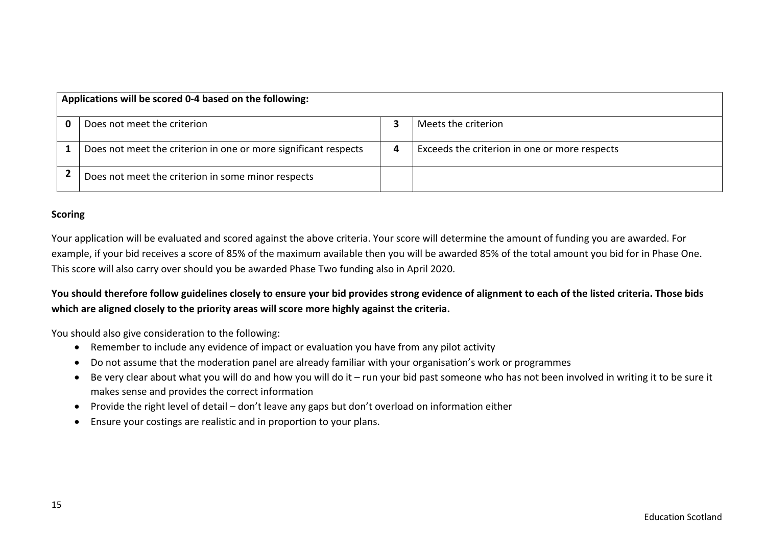| Applications will be scored 0-4 based on the following: | | | |
|---|---|---|---|
| 0 | Does not meet the criterion | 3 | Meets the criterion |
| 1 | Does not meet the criterion in one or more significant respects | 4 | Exceeds the criterion in one or more respects |
| 2 | Does not meet the criterion in some minor respects | | |

**Scoring**

Your application will be evaluated and scored against the above criteria. Your score will determine the amount of funding you are awarded. For example, if your bid receives a score of 85% of the maximum available then you will be awarded 85% of the total amount you bid for in Phase One. This score will also carry over should you be awarded Phase Two funding also in April 2020.

**You should therefore follow guidelines closely to ensure your bid provides strong evidence of alignment to each of the listed criteria. Those bids which are aligned closely to the priority areas will score more highly against the criteria.**

You should also give consideration to the following:

- Remember to include any evidence of impact or evaluation you have from any pilot activity
- Do not assume that the moderation panel are already familiar with your organisation's work or programmes
- Be very clear about what you will do and how you will do it – run your bid past someone who has not been involved in writing it to be sure it makes sense and provides the correct information
- Provide the right level of detail – don't leave any gaps but don't overload on information either
- Ensure your costings are realistic and in proportion to your plans.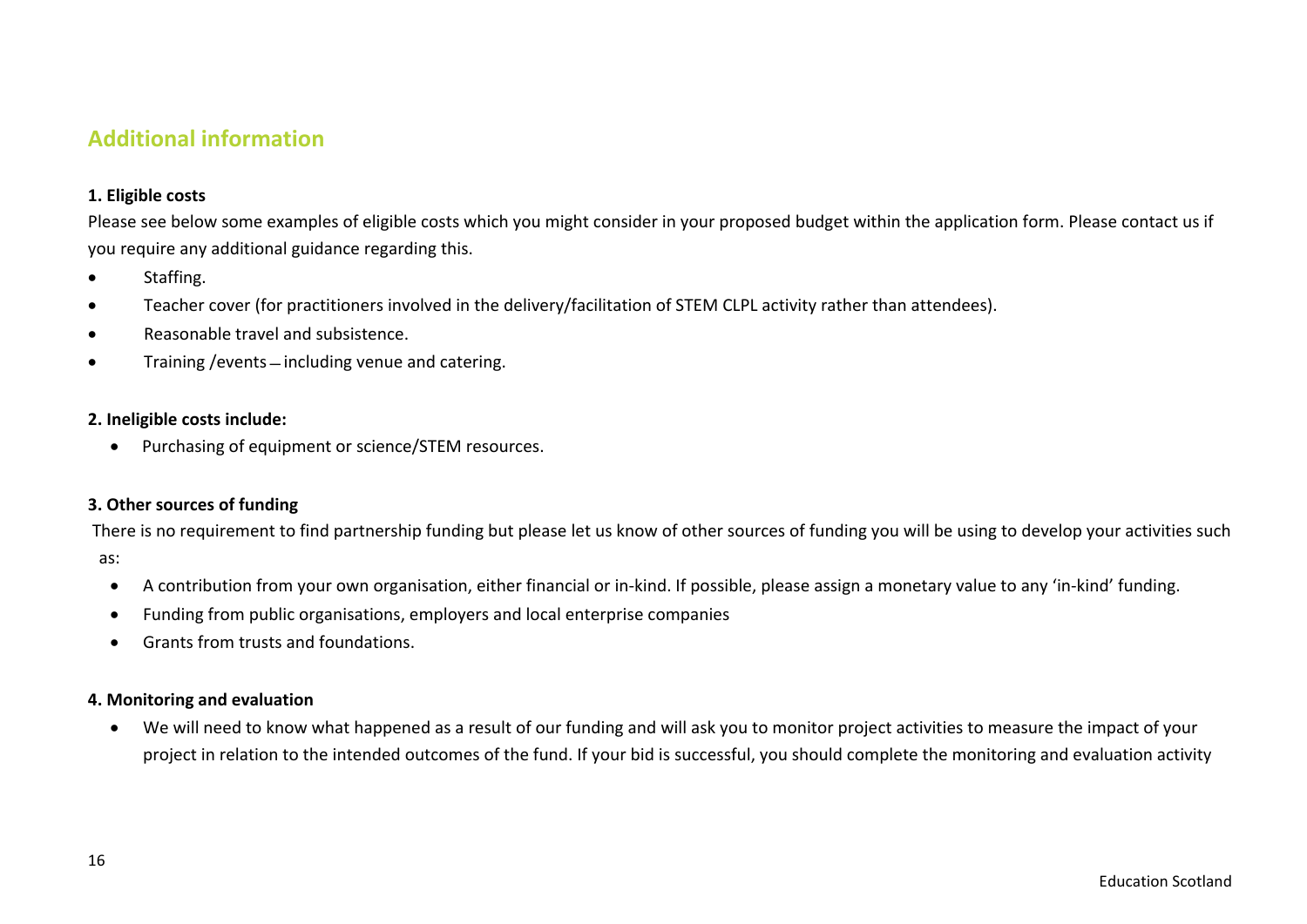## Additional information

**1. Eligible costs**

Please see below some examples of eligible costs which you might consider in your proposed budget within the application form. Please contact us if you require any additional guidance regarding this.

- Staffing.
- Teacher cover (for practitioners involved in the delivery/facilitation of STEM CLPL activity rather than attendees).
- Reasonable travel and subsistence.
- Training /events – including venue and catering.

**2. Ineligible costs include:**

- Purchasing of equipment or science/STEM resources.

**3. Other sources of funding**

There is no requirement to find partnership funding but please let us know of other sources of funding you will be using to develop your activities such as:

- A contribution from your own organisation, either financial or in-kind. If possible, please assign a monetary value to any 'in-kind' funding.
- Funding from public organisations, employers and local enterprise companies
- Grants from trusts and foundations.

**4. Monitoring and evaluation**

- We will need to know what happened as a result of our funding and will ask you to monitor project activities to measure the impact of your project in relation to the intended outcomes of the fund. If your bid is successful, you should complete the monitoring and evaluation activity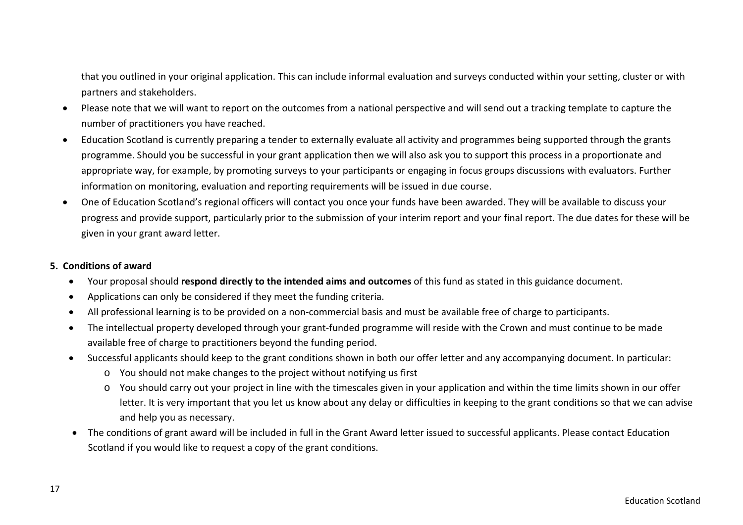that you outlined in your original application. This can include informal evaluation and surveys conducted within your setting, cluster or with partners and stakeholders.

- Please note that we will want to report on the outcomes from a national perspective and will send out a tracking template to capture the number of practitioners you have reached.
- Education Scotland is currently preparing a tender to externally evaluate all activity and programmes being supported through the grants programme. Should you be successful in your grant application then we will also ask you to support this process in a proportionate and appropriate way, for example, by promoting surveys to your participants or engaging in focus groups discussions with evaluators. Further information on monitoring, evaluation and reporting requirements will be issued in due course.
- One of Education Scotland's regional officers will contact you once your funds have been awarded. They will be available to discuss your progress and provide support, particularly prior to the submission of your interim report and your final report. The due dates for these will be given in your grant award letter.

**5. Conditions of award**

- Your proposal should **respond directly to the intended aims and outcomes** of this fund as stated in this guidance document.
- Applications can only be considered if they meet the funding criteria.
- All professional learning is to be provided on a non-commercial basis and must be available free of charge to participants.
- The intellectual property developed through your grant-funded programme will reside with the Crown and must continue to be made available free of charge to practitioners beyond the funding period.
- Successful applicants should keep to the grant conditions shown in both our offer letter and any accompanying document. In particular:
    - You should not make changes to the project without notifying us first
    - You should carry out your project in line with the timescales given in your application and within the time limits shown in our offer letter. It is very important that you let us know about any delay or difficulties in keeping to the grant conditions so that we can advise and help you as necessary.
- The conditions of grant award will be included in full in the Grant Award letter issued to successful applicants. Please contact Education Scotland if you would like to request a copy of the grant conditions.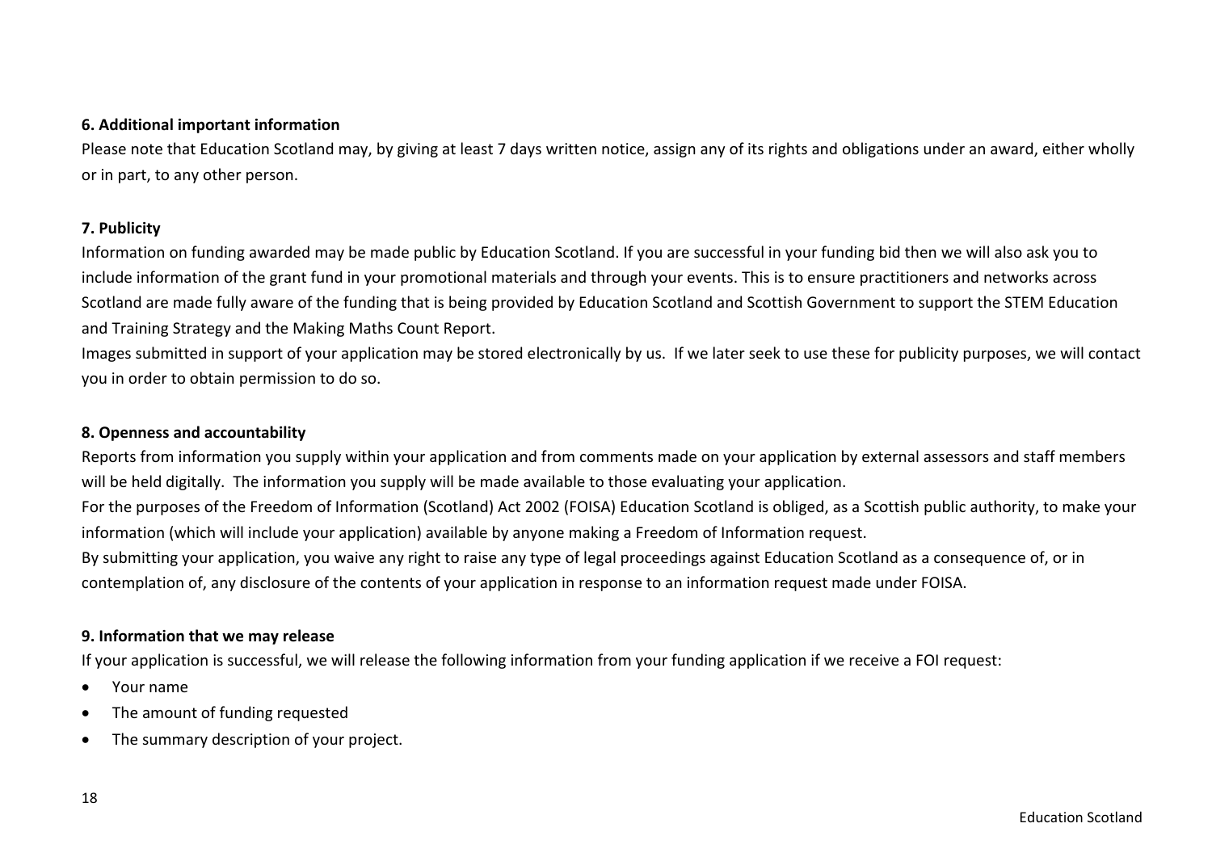**6. Additional important information**

Please note that Education Scotland may, by giving at least 7 days written notice, assign any of its rights and obligations under an award, either wholly or in part, to any other person.

**7. Publicity**

Information on funding awarded may be made public by Education Scotland. If you are successful in your funding bid then we will also ask you to include information of the grant fund in your promotional materials and through your events. This is to ensure practitioners and networks across Scotland are made fully aware of the funding that is being provided by Education Scotland and Scottish Government to support the STEM Education and Training Strategy and the Making Maths Count Report.

Images submitted in support of your application may be stored electronically by us. If we later seek to use these for publicity purposes, we will contact you in order to obtain permission to do so.

**8. Openness and accountability**

Reports from information you supply within your application and from comments made on your application by external assessors and staff members will be held digitally. The information you supply will be made available to those evaluating your application.

For the purposes of the Freedom of Information (Scotland) Act 2002 (FOISA) Education Scotland is obliged, as a Scottish public authority, to make your information (which will include your application) available by anyone making a Freedom of Information request.

By submitting your application, you waive any right to raise any type of legal proceedings against Education Scotland as a consequence of, or in contemplation of, any disclosure of the contents of your application in response to an information request made under FOISA.

**9. Information that we may release**

If your application is successful, we will release the following information from your funding application if we receive a FOI request:

- Your name
- The amount of funding requested
- The summary description of your project.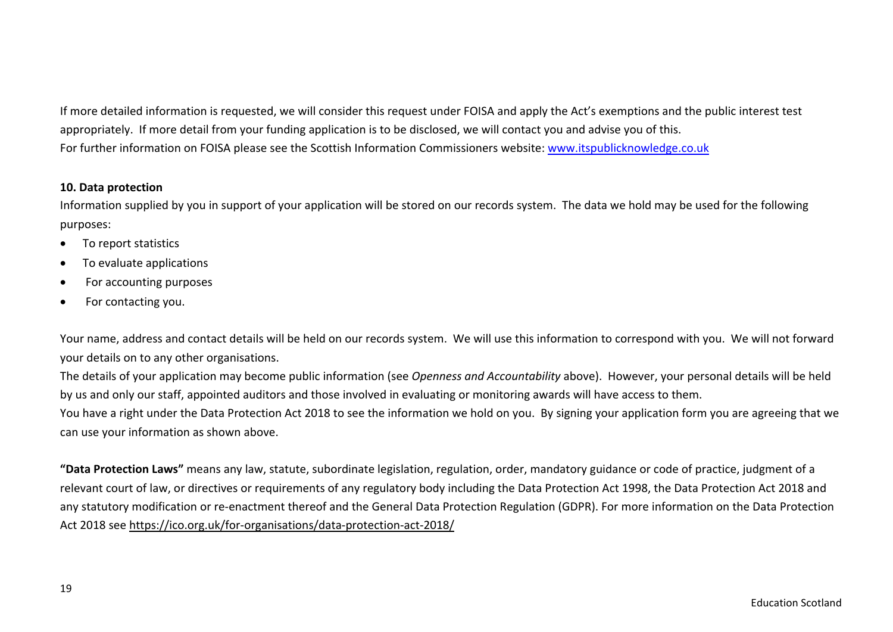If more detailed information is requested, we will consider this request under FOISA and apply the Act's exemptions and the public interest test appropriately. If more detail from your funding application is to be disclosed, we will contact you and advise you of this.
For further information on FOISA please see the Scottish Information Commissioners website: [www.itspublicknowledge.co.uk](http://www.itspublicknowledge.co.uk)

**10. Data protection**

Information supplied by you in support of your application will be stored on our records system. The data we hold may be used for the following purposes:

- To report statistics
- To evaluate applications
- For accounting purposes
- For contacting you.

Your name, address and contact details will be held on our records system. We will use this information to correspond with you. We will not forward your details on to any other organisations.
The details of your application may become public information (see *Openness and Accountability* above). However, your personal details will be held by us and only our staff, appointed auditors and those involved in evaluating or monitoring awards will have access to them.
You have a right under the Data Protection Act 2018 to see the information we hold on you. By signing your application form you are agreeing that we can use your information as shown above.

**"Data Protection Laws"** means any law, statute, subordinate legislation, regulation, order, mandatory guidance or code of practice, judgment of a relevant court of law, or directives or requirements of any regulatory body including the Data Protection Act 1998, the Data Protection Act 2018 and any statutory modification or re-enactment thereof and the General Data Protection Regulation (GDPR). For more information on the Data Protection Act 2018 see [https://ico.org.uk/for-organisations/data-protection-act-2018/](https://ico.org.uk/for-organisations/data-protection-act-2018/)